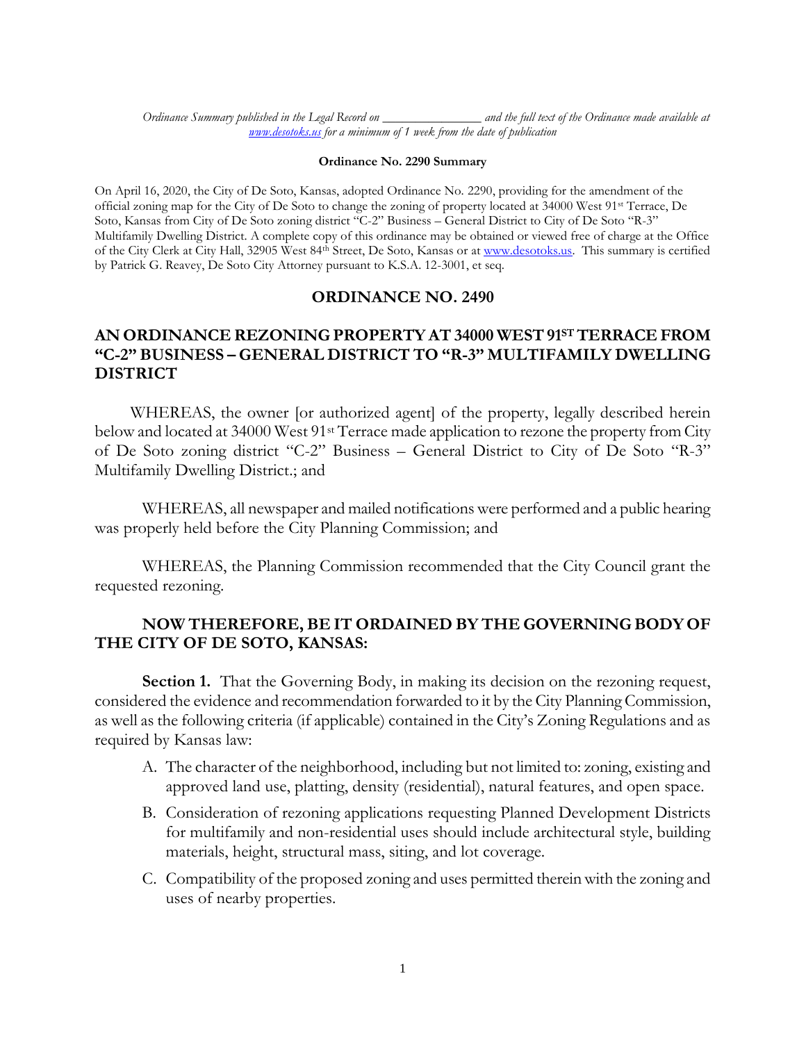*Ordinance Summary published in the Legal Record on _______________ and the full text of the Ordinance made available at [www.desotoks.us](http://www.desotoks.us) for a minimum of 1 week from the date of publication*

**Ordinance No. 2290 Summary**

On April 16, 2020, the City of De Soto, Kansas, adopted Ordinance No. 2290, providing for the amendment of the official zoning map for the City of De Soto to change the zoning of property located at 34000 West 91st Terrace, De Soto, Kansas from City of De Soto zoning district "C-2" Business – General District to City of De Soto "R-3" Multifamily Dwelling District. A complete copy of this ordinance may be obtained or viewed free of charge at the Office of the City Clerk at City Hall, 32905 West 84th Street, De Soto, Kansas or at [www.desotoks.us](http://www.desotoks.us). This summary is certified by Patrick G. Reavey, De Soto City Attorney pursuant to K.S.A. 12-3001, et seq.

## ORDINANCE NO. 2490

## AN ORDINANCE REZONING PROPERTY AT 34000 WEST 91ST TERRACE FROM "C-2" BUSINESS – GENERAL DISTRICT TO "R-3" MULTIFAMILY DWELLING DISTRICT

WHEREAS, the owner [or authorized agent] of the property, legally described herein below and located at 34000 West 91st Terrace made application to rezone the property from City of De Soto zoning district "C-2" Business – General District to City of De Soto "R-3" Multifamily Dwelling District.; and

WHEREAS, all newspaper and mailed notifications were performed and a public hearing was properly held before the City Planning Commission; and

WHEREAS, the Planning Commission recommended that the City Council grant the requested rezoning.

**NOW THEREFORE, BE IT ORDAINED BY THE GOVERNING BODY OF THE CITY OF DE SOTO, KANSAS:**

**Section 1.** That the Governing Body, in making its decision on the rezoning request, considered the evidence and recommendation forwarded to it by the City Planning Commission, as well as the following criteria (if applicable) contained in the City's Zoning Regulations and as required by Kansas law:

A. The character of the neighborhood, including but not limited to: zoning, existing and approved land use, platting, density (residential), natural features, and open space.

B. Consideration of rezoning applications requesting Planned Development Districts for multifamily and non-residential uses should include architectural style, building materials, height, structural mass, siting, and lot coverage.

C. Compatibility of the proposed zoning and uses permitted therein with the zoning and uses of nearby properties.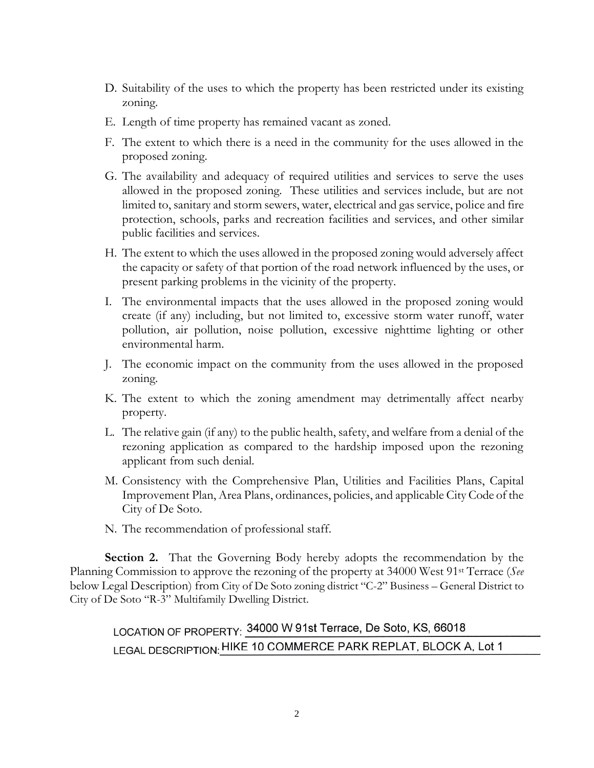D. Suitability of the uses to which the property has been restricted under its existing zoning.

E. Length of time property has remained vacant as zoned.

F. The extent to which there is a need in the community for the uses allowed in the proposed zoning.

G. The availability and adequacy of required utilities and services to serve the uses allowed in the proposed zoning. These utilities and services include, but are not limited to, sanitary and storm sewers, water, electrical and gas service, police and fire protection, schools, parks and recreation facilities and services, and other similar public facilities and services.

H. The extent to which the uses allowed in the proposed zoning would adversely affect the capacity or safety of that portion of the road network influenced by the uses, or present parking problems in the vicinity of the property.

I. The environmental impacts that the uses allowed in the proposed zoning would create (if any) including, but not limited to, excessive storm water runoff, water pollution, air pollution, noise pollution, excessive nighttime lighting or other environmental harm.

J. The economic impact on the community from the uses allowed in the proposed zoning.

K. The extent to which the zoning amendment may detrimentally affect nearby property.

L. The relative gain (if any) to the public health, safety, and welfare from a denial of the rezoning application as compared to the hardship imposed upon the rezoning applicant from such denial.

M. Consistency with the Comprehensive Plan, Utilities and Facilities Plans, Capital Improvement Plan, Area Plans, ordinances, policies, and applicable City Code of the City of De Soto.

N. The recommendation of professional staff.

**Section 2.** That the Governing Body hereby adopts the recommendation by the Planning Commission to approve the rezoning of the property at 34000 West 91st Terrace (*See* below Legal Description) from City of De Soto zoning district "C-2" Business – General District to City of De Soto "R-3" Multifamily Dwelling District.

LOCATION OF PROPERTY: 34000 W 91st Terrace, De Soto, KS, 66018

LEGAL DESCRIPTION: HIKE 10 COMMERCE PARK REPLAT, BLOCK A, Lot 1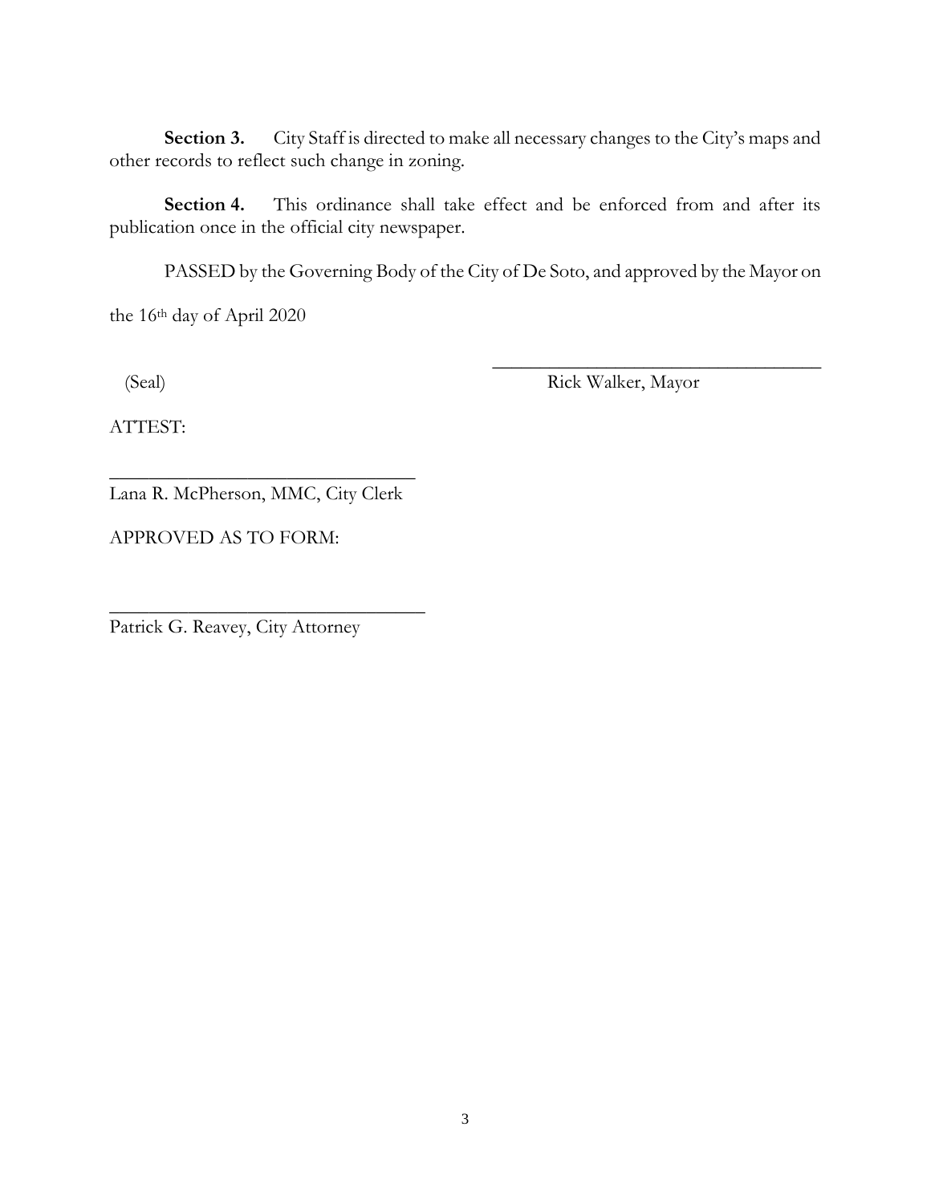**Section 3.** City Staff is directed to make all necessary changes to the City's maps and other records to reflect such change in zoning.

**Section 4.** This ordinance shall take effect and be enforced from and after its publication once in the official city newspaper.

PASSED by the Governing Body of the City of De Soto, and approved by the Mayor on the 16th day of April 2020

(Seal)

\_\_\_\_\_\_\_\_\_\_\_\_\_\_\_\_\_\_\_\_\_\_\_\_\_\_\_\_\_\_\_\_\_\_

Rick Walker, Mayor

ATTEST:

\_\_\_\_\_\_\_\_\_\_\_\_\_\_\_\_\_\_\_\_\_\_\_\_\_\_\_\_\_\_\_\_\_\_

Lana R. McPherson, MMC, City Clerk

APPROVED AS TO FORM:

\_\_\_\_\_\_\_\_\_\_\_\_\_\_\_\_\_\_\_\_\_\_\_\_\_\_\_\_\_\_\_\_\_\_

Patrick G. Reavey, City Attorney